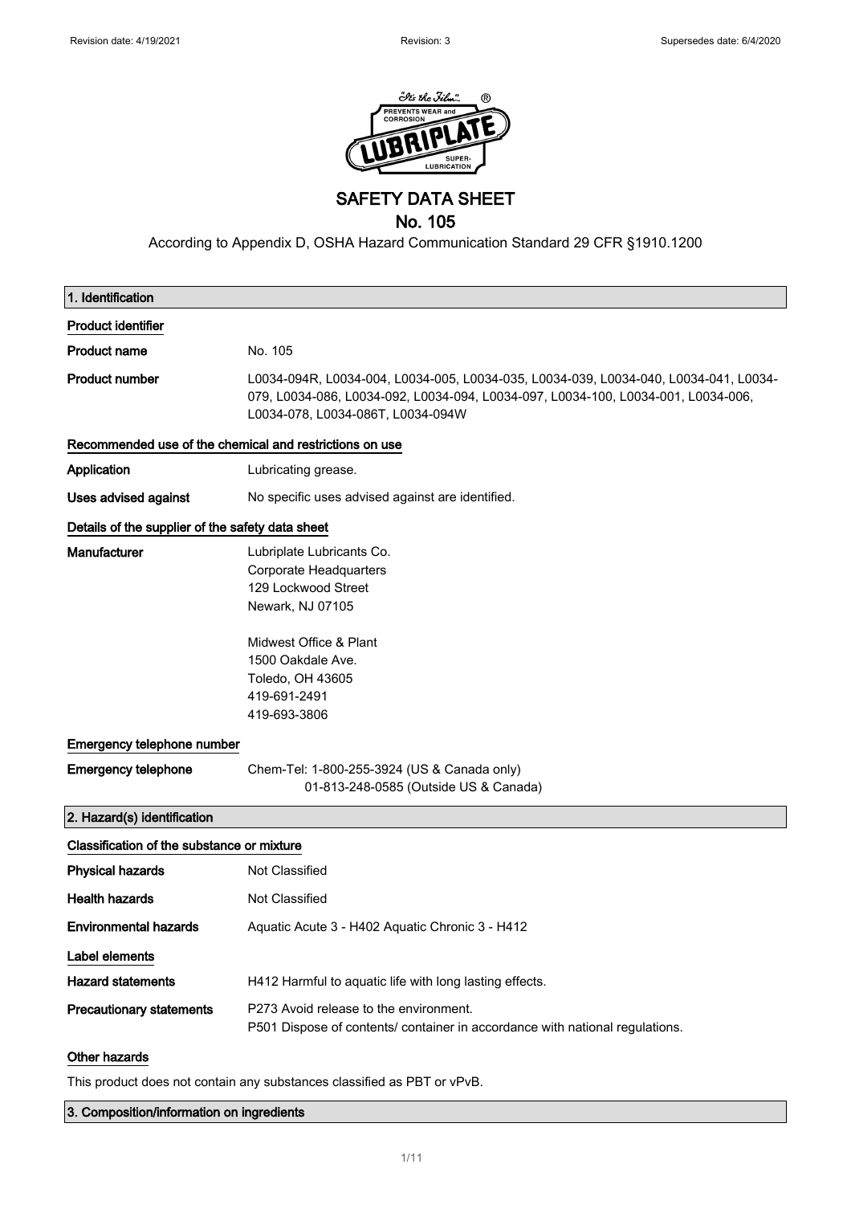Revision date: 4/19/2021 Revision: 3 Supersedes date: 6/4/2020

# SAFETY DATA SHEET

## No. 105

According to Appendix D, OSHA Hazard Communication Standard 29 CFR §1910.1200

## 1. Identification

### Product identifier

| | |
|---|---|
| **Product name** | No. 105 |
| **Product number** | L0034-094R, L0034-004, L0034-005, L0034-035, L0034-039, L0034-040, L0034-041, L0034-079, L0034-086, L0034-092, L0034-094, L0034-097, L0034-100, L0034-001, L0034-006, L0034-078, L0034-086T, L0034-094W |

### Recommended use of the chemical and restrictions on use

| | |
|---|---|
| **Application** | Lubricating grease. |
| **Uses advised against** | No specific uses advised against are identified. |

### Details of the supplier of the safety data sheet

**Manufacturer**

Lubriplate Lubricants Co.
Corporate Headquarters
129 Lockwood Street
Newark, NJ 07105

Midwest Office & Plant
1500 Oakdale Ave.
Toledo, OH 43605
419-691-2491
419-693-3806

### Emergency telephone number

**Emergency telephone** Chem-Tel: 1-800-255-3924 (US & Canada only)
01-813-248-0585 (Outside US & Canada)

## 2. Hazard(s) identification

### Classification of the substance or mixture

| | |
|---|---|
| **Physical hazards** | Not Classified |
| **Health hazards** | Not Classified |
| **Environmental hazards** | Aquatic Acute 3 - H402 Aquatic Chronic 3 - H412 |

### Label elements

| | |
|---|---|
| **Hazard statements** | H412 Harmful to aquatic life with long lasting effects. |
| **Precautionary statements** | P273 Avoid release to the environment.<br>P501 Dispose of contents/ container in accordance with national regulations. |

### Other hazards

This product does not contain any substances classified as PBT or vPvB.

## 3. Composition/information on ingredients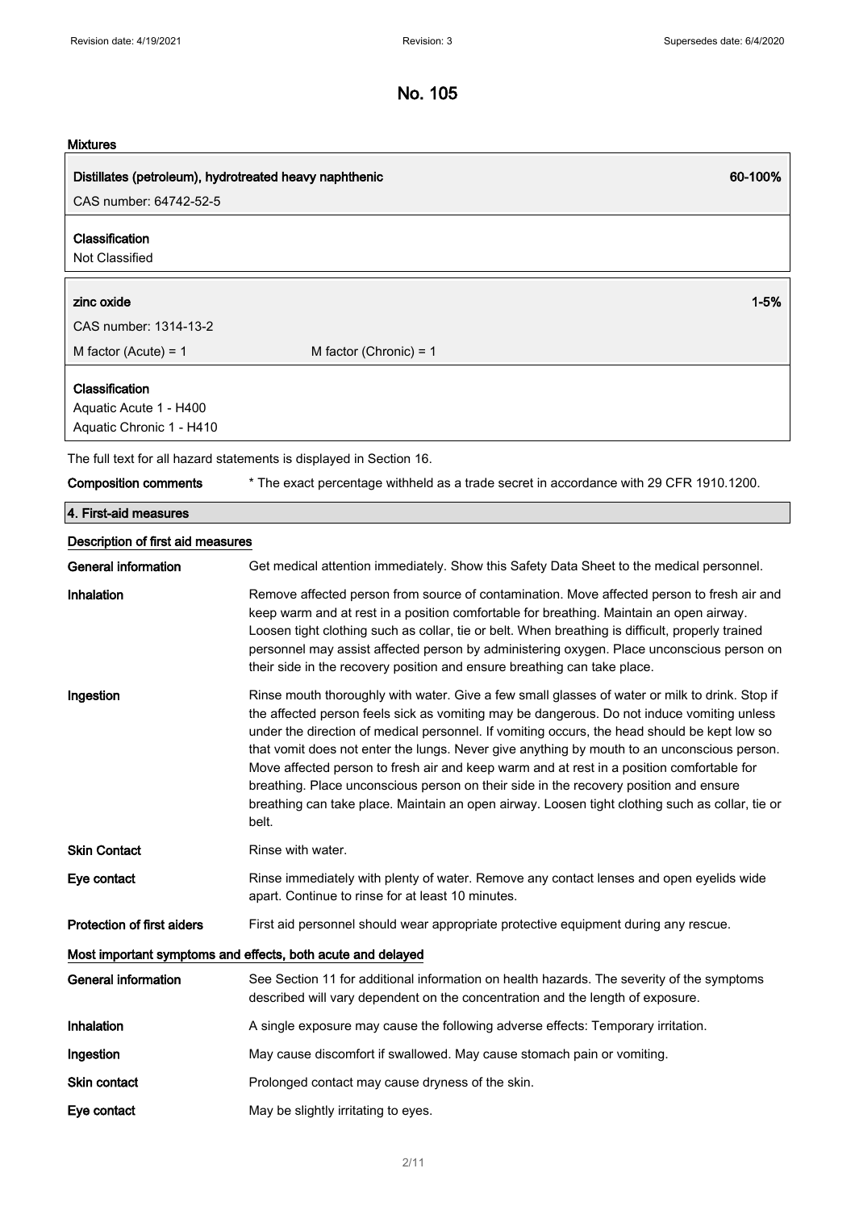### Mixtures

| Distillates (petroleum), hydrotreated heavy naphthenic | 60-100% |
|---|---|
| CAS number: 64742-52-5 | |

**Classification**
Not Classified

| zinc oxide | | 1-5% |
|---|---|---|
| CAS number: 1314-13-2 | | |
| M factor (Acute) = 1 | M factor (Chronic) = 1 | |

**Classification**
Aquatic Acute 1 - H400
Aquatic Chronic 1 - H410

The full text for all hazard statements is displayed in Section 16.

**Composition comments** * The exact percentage withheld as a trade secret in accordance with 29 CFR 1910.1200.

## 4. First-aid measures

### Description of first aid measures

**General information** Get medical attention immediately. Show this Safety Data Sheet to the medical personnel.

**Inhalation** Remove affected person from source of contamination. Move affected person to fresh air and keep warm and at rest in a position comfortable for breathing. Maintain an open airway. Loosen tight clothing such as collar, tie or belt. When breathing is difficult, properly trained personnel may assist affected person by administering oxygen. Place unconscious person on their side in the recovery position and ensure breathing can take place.

**Ingestion** Rinse mouth thoroughly with water. Give a few small glasses of water or milk to drink. Stop if the affected person feels sick as vomiting may be dangerous. Do not induce vomiting unless under the direction of medical personnel. If vomiting occurs, the head should be kept low so that vomit does not enter the lungs. Never give anything by mouth to an unconscious person. Move affected person to fresh air and keep warm and at rest in a position comfortable for breathing. Place unconscious person on their side in the recovery position and ensure breathing can take place. Maintain an open airway. Loosen tight clothing such as collar, tie or belt.

**Skin Contact** Rinse with water.

**Eye contact** Rinse immediately with plenty of water. Remove any contact lenses and open eyelids wide apart. Continue to rinse for at least 10 minutes.

**Protection of first aiders** First aid personnel should wear appropriate protective equipment during any rescue.

### Most important symptoms and effects, both acute and delayed

**General information** See Section 11 for additional information on health hazards. The severity of the symptoms described will vary dependent on the concentration and the length of exposure.

**Inhalation** A single exposure may cause the following adverse effects: Temporary irritation.

**Ingestion** May cause discomfort if swallowed. May cause stomach pain or vomiting.

**Skin contact** Prolonged contact may cause dryness of the skin.

**Eye contact** May be slightly irritating to eyes.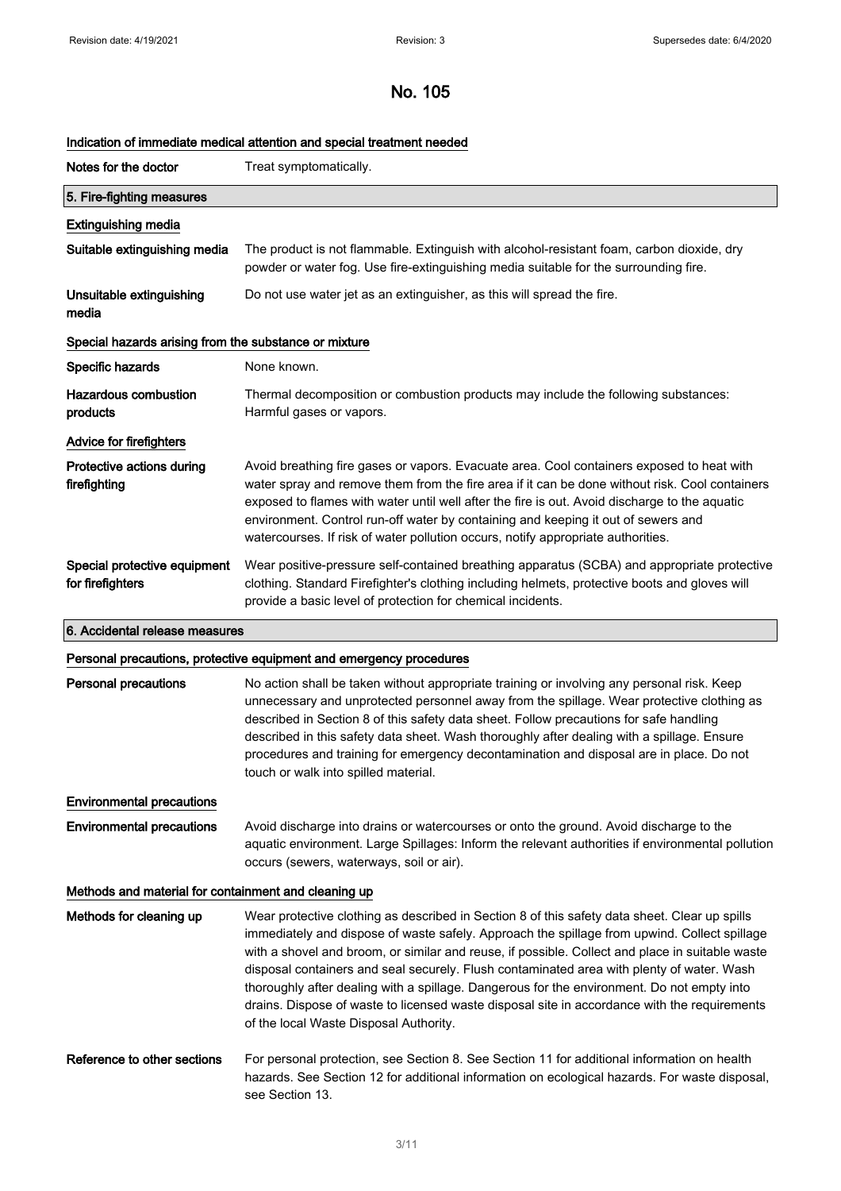# No. 105

### Indication of immediate medical attention and special treatment needed

| | |
|---|---|
| **Notes for the doctor** | Treat symptomatically. |

## 5. Fire-fighting measures

### Extinguishing media

| | |
|---|---|
| **Suitable extinguishing media** | The product is not flammable. Extinguish with alcohol-resistant foam, carbon dioxide, dry powder or water fog. Use fire-extinguishing media suitable for the surrounding fire. |
| **Unsuitable extinguishing media** | Do not use water jet as an extinguisher, as this will spread the fire. |

### Special hazards arising from the substance or mixture

| | |
|---|---|
| **Specific hazards** | None known. |
| **Hazardous combustion products** | Thermal decomposition or combustion products may include the following substances: Harmful gases or vapors. |

### Advice for firefighters

| | |
|---|---|
| **Protective actions during firefighting** | Avoid breathing fire gases or vapors. Evacuate area. Cool containers exposed to heat with water spray and remove them from the fire area if it can be done without risk. Cool containers exposed to flames with water until well after the fire is out. Avoid discharge to the aquatic environment. Control run-off water by containing and keeping it out of sewers and watercourses. If risk of water pollution occurs, notify appropriate authorities. |
| **Special protective equipment for firefighters** | Wear positive-pressure self-contained breathing apparatus (SCBA) and appropriate protective clothing. Standard Firefighter's clothing including helmets, protective boots and gloves will provide a basic level of protection for chemical incidents. |

## 6. Accidental release measures

### Personal precautions, protective equipment and emergency procedures

| | |
|---|---|
| **Personal precautions** | No action shall be taken without appropriate training or involving any personal risk. Keep unnecessary and unprotected personnel away from the spillage. Wear protective clothing as described in Section 8 of this safety data sheet. Follow precautions for safe handling described in this safety data sheet. Wash thoroughly after dealing with a spillage. Ensure procedures and training for emergency decontamination and disposal are in place. Do not touch or walk into spilled material. |

### Environmental precautions

| | |
|---|---|
| **Environmental precautions** | Avoid discharge into drains or watercourses or onto the ground. Avoid discharge to the aquatic environment. Large Spillages: Inform the relevant authorities if environmental pollution occurs (sewers, waterways, soil or air). |

### Methods and material for containment and cleaning up

| | |
|---|---|
| **Methods for cleaning up** | Wear protective clothing as described in Section 8 of this safety data sheet. Clear up spills immediately and dispose of waste safely. Approach the spillage from upwind. Collect spillage with a shovel and broom, or similar and reuse, if possible. Collect and place in suitable waste disposal containers and seal securely. Flush contaminated area with plenty of water. Wash thoroughly after dealing with a spillage. Dangerous for the environment. Do not empty into drains. Dispose of waste to licensed waste disposal site in accordance with the requirements of the local Waste Disposal Authority. |
| **Reference to other sections** | For personal protection, see Section 8. See Section 11 for additional information on health hazards. See Section 12 for additional information on ecological hazards. For waste disposal, see Section 13. |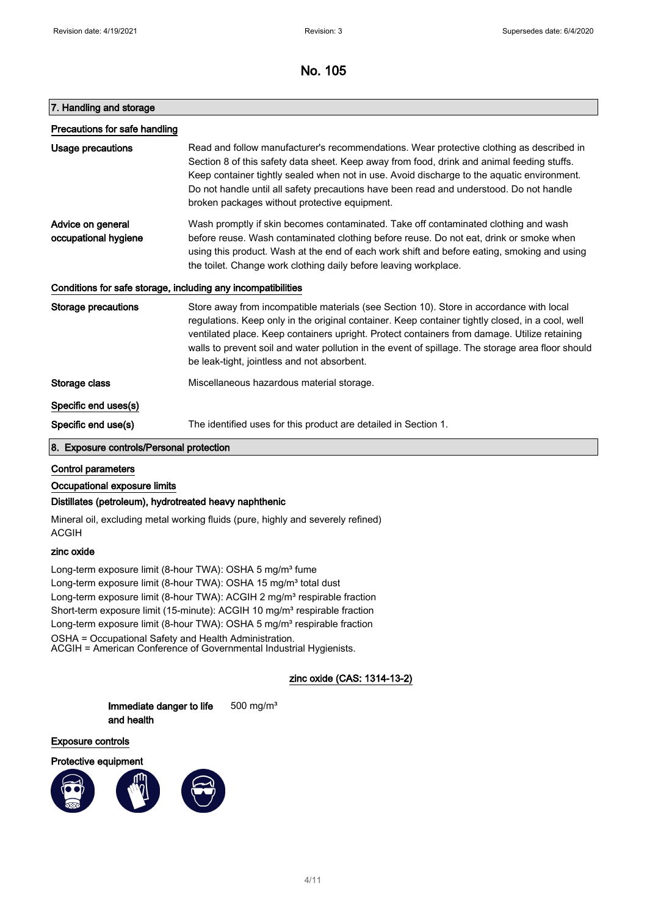# No. 105

## 7. Handling and storage

### Precautions for safe handling

**Usage precautions**

Read and follow manufacturer's recommendations. Wear protective clothing as described in Section 8 of this safety data sheet. Keep away from food, drink and animal feeding stuffs. Keep container tightly sealed when not in use. Avoid discharge to the aquatic environment. Do not handle until all safety precautions have been read and understood. Do not handle broken packages without protective equipment.

**Advice on general occupational hygiene**

Wash promptly if skin becomes contaminated. Take off contaminated clothing and wash before reuse. Wash contaminated clothing before reuse. Do not eat, drink or smoke when using this product. Wash at the end of each work shift and before eating, smoking and using the toilet. Change work clothing daily before leaving workplace.

### Conditions for safe storage, including any incompatibilities

**Storage precautions**

Store away from incompatible materials (see Section 10). Store in accordance with local regulations. Keep only in the original container. Keep container tightly closed, in a cool, well ventilated place. Keep containers upright. Protect containers from damage. Utilize retaining walls to prevent soil and water pollution in the event of spillage. The storage area floor should be leak-tight, jointless and not absorbent.

**Storage class**

Miscellaneous hazardous material storage.

### Specific end uses(s)

**Specific end use(s)**

The identified uses for this product are detailed in Section 1.

## 8. Exposure controls/Personal protection

### Control parameters

### Occupational exposure limits

**Distillates (petroleum), hydrotreated heavy naphthenic**

Mineral oil, excluding metal working fluids (pure, highly and severely refined)
ACGIH

**zinc oxide**

Long-term exposure limit (8-hour TWA): OSHA 5 mg/m³ fume
Long-term exposure limit (8-hour TWA): OSHA 15 mg/m³ total dust
Long-term exposure limit (8-hour TWA): ACGIH 2 mg/m³ respirable fraction
Short-term exposure limit (15-minute): ACGIH 10 mg/m³ respirable fraction
Long-term exposure limit (8-hour TWA): OSHA 5 mg/m³ respirable fraction

OSHA = Occupational Safety and Health Administration.
ACGIH = American Conference of Governmental Industrial Hygienists.

**zinc oxide (CAS: 1314-13-2)**

**Immediate danger to life and health** 500 mg/m³

### Exposure controls

**Protective equipment**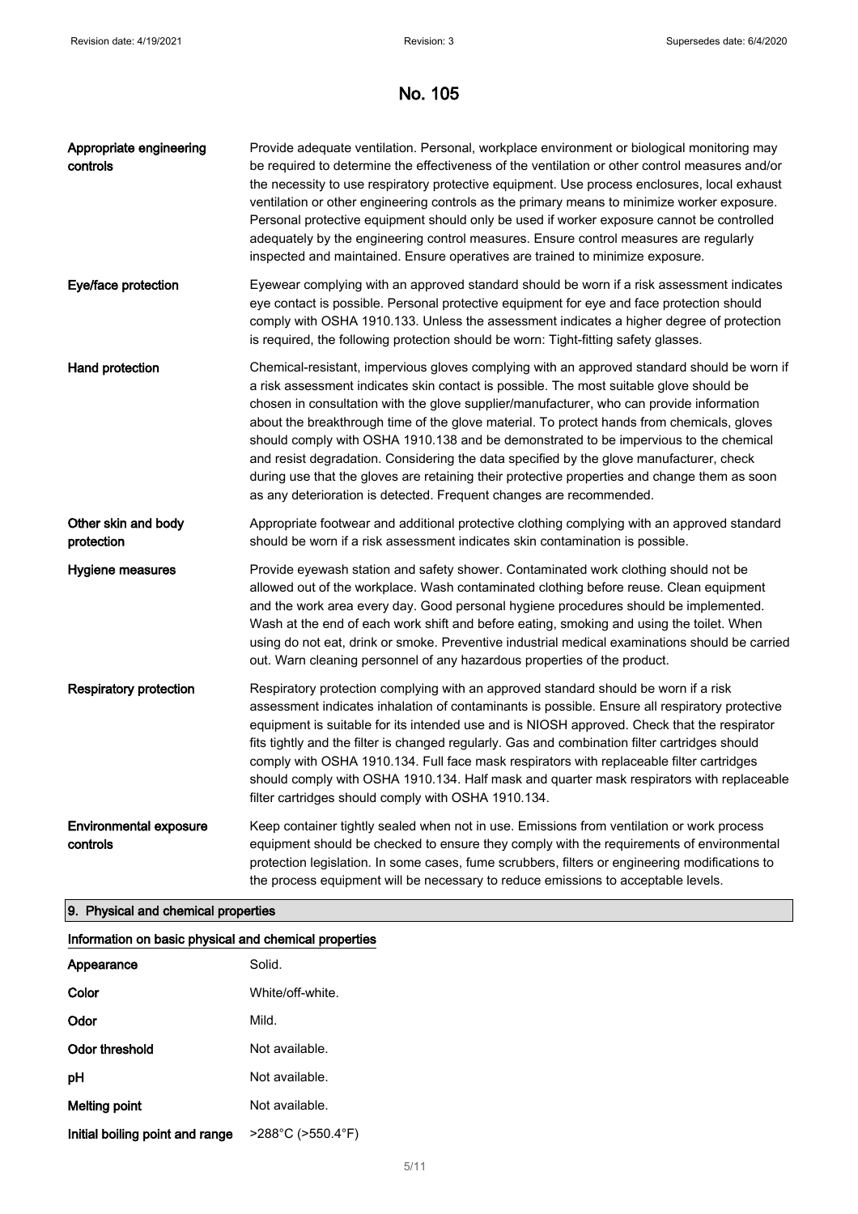# No. 105

| | |
|---|---|
| **Appropriate engineering controls** | Provide adequate ventilation. Personal, workplace environment or biological monitoring may be required to determine the effectiveness of the ventilation or other control measures and/or the necessity to use respiratory protective equipment. Use process enclosures, local exhaust ventilation or other engineering controls as the primary means to minimize worker exposure. Personal protective equipment should only be used if worker exposure cannot be controlled adequately by the engineering control measures. Ensure control measures are regularly inspected and maintained. Ensure operatives are trained to minimize exposure. |
| **Eye/face protection** | Eyewear complying with an approved standard should be worn if a risk assessment indicates eye contact is possible. Personal protective equipment for eye and face protection should comply with OSHA 1910.133. Unless the assessment indicates a higher degree of protection is required, the following protection should be worn: Tight-fitting safety glasses. |
| **Hand protection** | Chemical-resistant, impervious gloves complying with an approved standard should be worn if a risk assessment indicates skin contact is possible. The most suitable glove should be chosen in consultation with the glove supplier/manufacturer, who can provide information about the breakthrough time of the glove material. To protect hands from chemicals, gloves should comply with OSHA 1910.138 and be demonstrated to be impervious to the chemical and resist degradation. Considering the data specified by the glove manufacturer, check during use that the gloves are retaining their protective properties and change them as soon as any deterioration is detected. Frequent changes are recommended. |
| **Other skin and body protection** | Appropriate footwear and additional protective clothing complying with an approved standard should be worn if a risk assessment indicates skin contamination is possible. |
| **Hygiene measures** | Provide eyewash station and safety shower. Contaminated work clothing should not be allowed out of the workplace. Wash contaminated clothing before reuse. Clean equipment and the work area every day. Good personal hygiene procedures should be implemented. Wash at the end of each work shift and before eating, smoking and using the toilet. When using do not eat, drink or smoke. Preventive industrial medical examinations should be carried out. Warn cleaning personnel of any hazardous properties of the product. |
| **Respiratory protection** | Respiratory protection complying with an approved standard should be worn if a risk assessment indicates inhalation of contaminants is possible. Ensure all respiratory protective equipment is suitable for its intended use and is NIOSH approved. Check that the respirator fits tightly and the filter is changed regularly. Gas and combination filter cartridges should comply with OSHA 1910.134. Full face mask respirators with replaceable filter cartridges should comply with OSHA 1910.134. Half mask and quarter mask respirators with replaceable filter cartridges should comply with OSHA 1910.134. |
| **Environmental exposure controls** | Keep container tightly sealed when not in use. Emissions from ventilation or work process equipment should be checked to ensure they comply with the requirements of environmental protection legislation. In some cases, fume scrubbers, filters or engineering modifications to the process equipment will be necessary to reduce emissions to acceptable levels. |

## 9. Physical and chemical properties

### Information on basic physical and chemical properties

| | |
|---|---|
| **Appearance** | Solid. |
| **Color** | White/off-white. |
| **Odor** | Mild. |
| **Odor threshold** | Not available. |
| **pH** | Not available. |
| **Melting point** | Not available. |
| **Initial boiling point and range** | >288°C (>550.4°F) |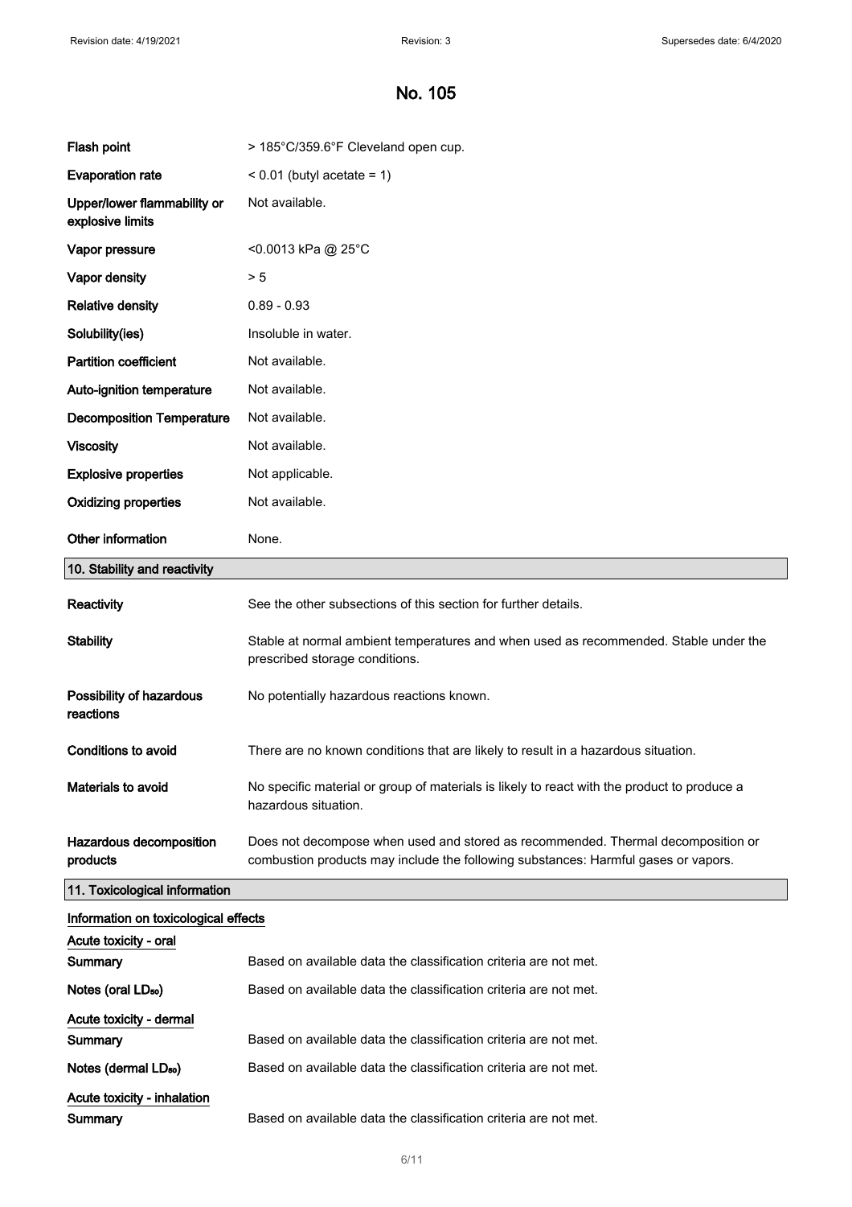| Flash point | > 185°C/359.6°F Cleveland open cup. |
|---|---|
| Evaporation rate | < 0.01 (butyl acetate = 1) |
| Upper/lower flammability or explosive limits | Not available. |
| Vapor pressure | <0.0013 kPa @ 25°C |
| Vapor density | > 5 |
| Relative density | 0.89 - 0.93 |
| Solubility(ies) | Insoluble in water. |
| Partition coefficient | Not available. |
| Auto-ignition temperature | Not available. |
| Decomposition Temperature | Not available. |
| Viscosity | Not available. |
| Explosive properties | Not applicable. |
| Oxidizing properties | Not available. |
| Other information | None. |

## 10. Stability and reactivity

| Reactivity | See the other subsections of this section for further details. |
|---|---|
| Stability | Stable at normal ambient temperatures and when used as recommended. Stable under the prescribed storage conditions. |
| Possibility of hazardous reactions | No potentially hazardous reactions known. |
| Conditions to avoid | There are no known conditions that are likely to result in a hazardous situation. |
| Materials to avoid | No specific material or group of materials is likely to react with the product to produce a hazardous situation. |
| Hazardous decomposition products | Does not decompose when used and stored as recommended. Thermal decomposition or combustion products may include the following substances: Harmful gases or vapors. |

## 11. Toxicological information

### Information on toxicological effects

**Acute toxicity - oral**

| Summary | Based on available data the classification criteria are not met. |
|---|---|
| Notes (oral $LD_{50}$) | Based on available data the classification criteria are not met. |

**Acute toxicity - dermal**

| Summary | Based on available data the classification criteria are not met. |
|---|---|
| Notes (dermal $LD_{50}$) | Based on available data the classification criteria are not met. |

**Acute toxicity - inhalation**

| Summary | Based on available data the classification criteria are not met. |
|---|---|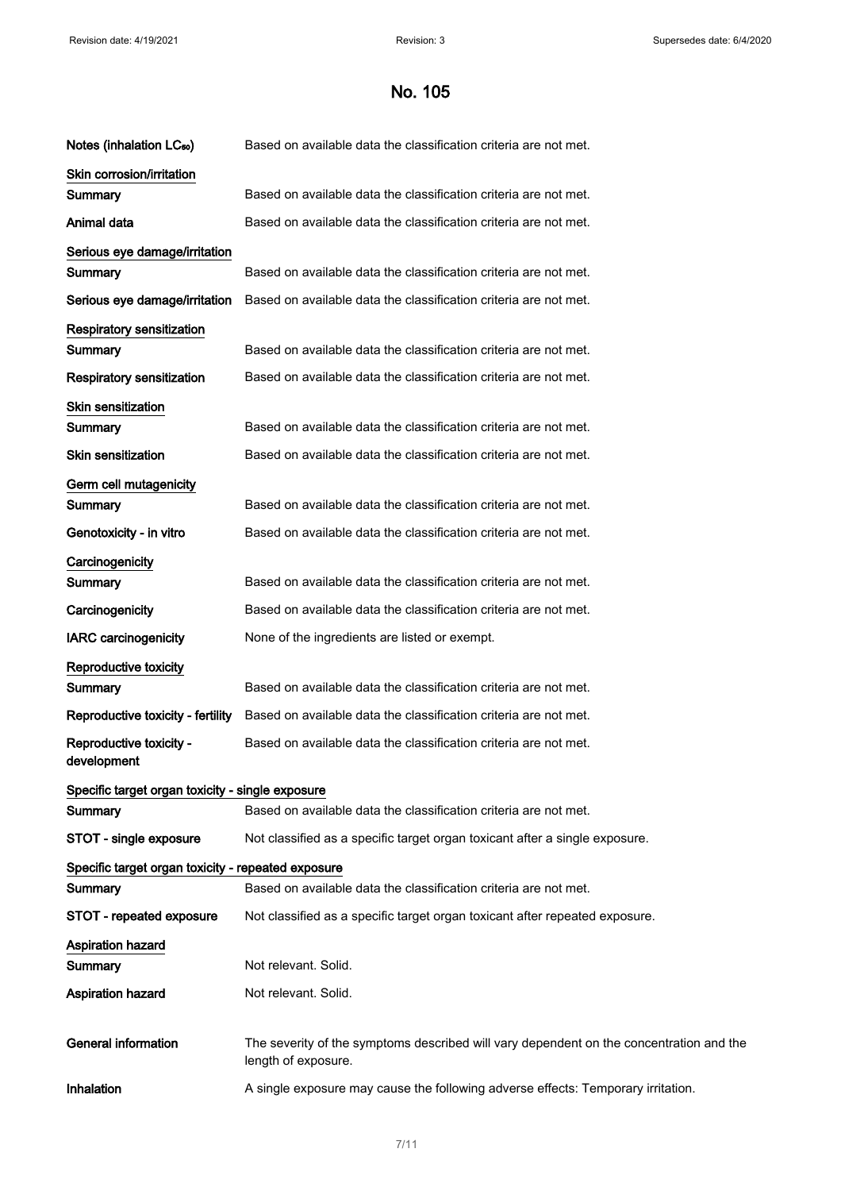# No. 105

**Notes (inhalation $LC_{50}$)** Based on available data the classification criteria are not met.

**Skin corrosion/irritation**

**Summary** Based on available data the classification criteria are not met.

**Animal data** Based on available data the classification criteria are not met.

**Serious eye damage/irritation**

**Summary** Based on available data the classification criteria are not met.

**Serious eye damage/irritation** Based on available data the classification criteria are not met.

**Respiratory sensitization**

**Summary** Based on available data the classification criteria are not met.

**Respiratory sensitization** Based on available data the classification criteria are not met.

**Skin sensitization**

**Summary** Based on available data the classification criteria are not met.

**Skin sensitization** Based on available data the classification criteria are not met.

**Germ cell mutagenicity**

**Summary** Based on available data the classification criteria are not met.

**Genotoxicity - in vitro** Based on available data the classification criteria are not met.

**Carcinogenicity**

**Summary** Based on available data the classification criteria are not met.

**Carcinogenicity** Based on available data the classification criteria are not met.

**IARC carcinogenicity** None of the ingredients are listed or exempt.

**Reproductive toxicity**

**Summary** Based on available data the classification criteria are not met.

**Reproductive toxicity - fertility** Based on available data the classification criteria are not met.

**Reproductive toxicity - development** Based on available data the classification criteria are not met.

**Specific target organ toxicity - single exposure**

**Summary** Based on available data the classification criteria are not met.

**STOT - single exposure** Not classified as a specific target organ toxicant after a single exposure.

**Specific target organ toxicity - repeated exposure**

**Summary** Based on available data the classification criteria are not met.

**STOT - repeated exposure** Not classified as a specific target organ toxicant after repeated exposure.

**Aspiration hazard**

**Summary** Not relevant. Solid.

**Aspiration hazard** Not relevant. Solid.

**General information** The severity of the symptoms described will vary dependent on the concentration and the length of exposure.

**Inhalation** A single exposure may cause the following adverse effects: Temporary irritation.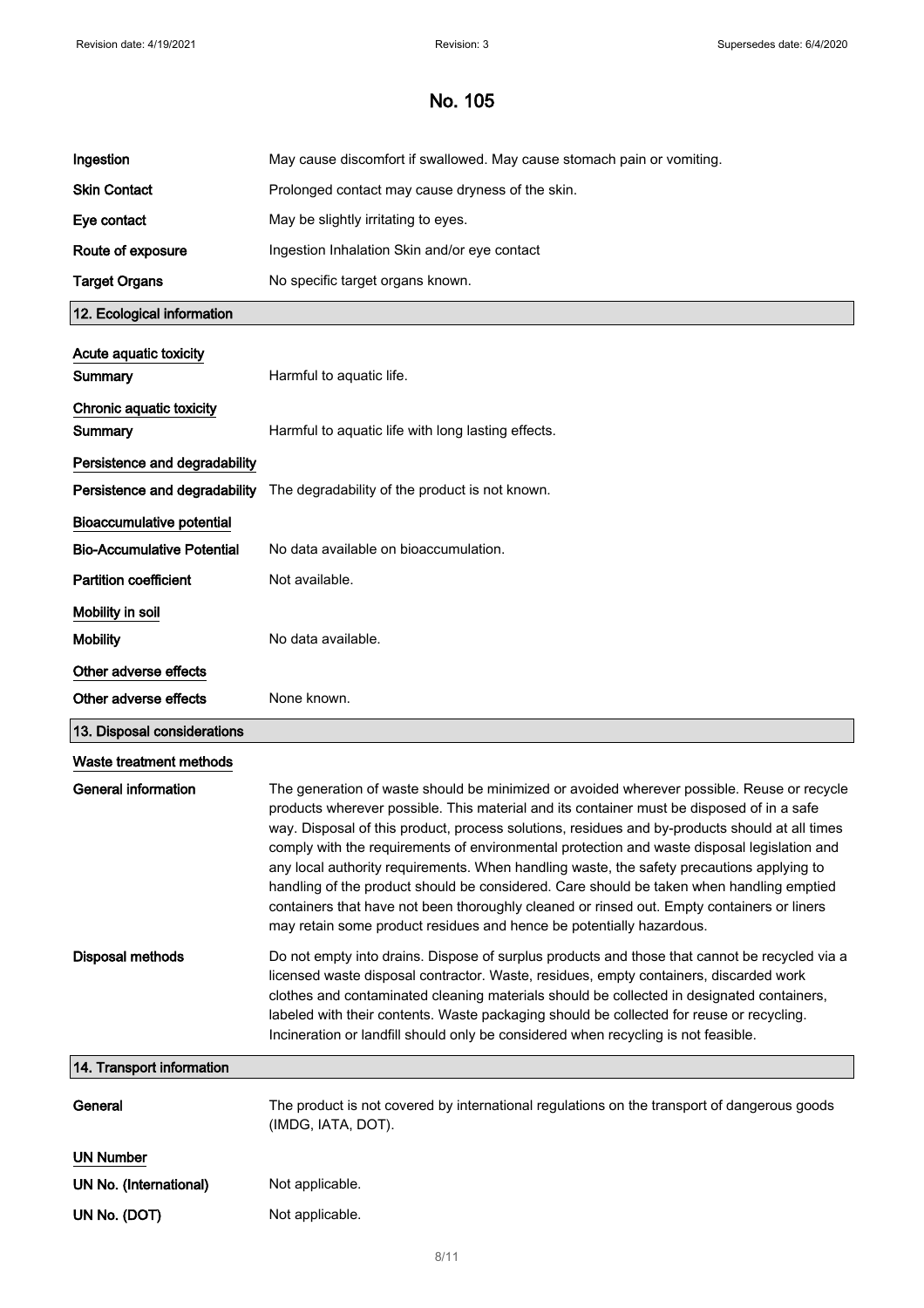# No. 105

| | |
|---|---|
| **Ingestion** | May cause discomfort if swallowed. May cause stomach pain or vomiting. |
| **Skin Contact** | Prolonged contact may cause dryness of the skin. |
| **Eye contact** | May be slightly irritating to eyes. |
| **Route of exposure** | Ingestion Inhalation Skin and/or eye contact |
| **Target Organs** | No specific target organs known. |

## 12. Ecological information

**Acute aquatic toxicity**

| | |
|---|---|
| **Summary** | Harmful to aquatic life. |

**Chronic aquatic toxicity**

| | |
|---|---|
| **Summary** | Harmful to aquatic life with long lasting effects. |

**Persistence and degradability**

| | |
|---|---|
| **Persistence and degradability** | The degradability of the product is not known. |

**Bioaccumulative potential**

| | |
|---|---|
| **Bio-Accumulative Potential** | No data available on bioaccumulation. |
| **Partition coefficient** | Not available. |

**Mobility in soil**

| | |
|---|---|
| **Mobility** | No data available. |

**Other adverse effects**

| | |
|---|---|
| **Other adverse effects** | None known. |

## 13. Disposal considerations

**Waste treatment methods**

**General information**

The generation of waste should be minimized or avoided wherever possible. Reuse or recycle products wherever possible. This material and its container must be disposed of in a safe way. Disposal of this product, process solutions, residues and by-products should at all times comply with the requirements of environmental protection and waste disposal legislation and any local authority requirements. When handling waste, the safety precautions applying to handling of the product should be considered. Care should be taken when handling emptied containers that have not been thoroughly cleaned or rinsed out. Empty containers or liners may retain some product residues and hence be potentially hazardous.

**Disposal methods**

Do not empty into drains. Dispose of surplus products and those that cannot be recycled via a licensed waste disposal contractor. Waste, residues, empty containers, discarded work clothes and contaminated cleaning materials should be collected in designated containers, labeled with their contents. Waste packaging should be collected for reuse or recycling. Incineration or landfill should only be considered when recycling is not feasible.

## 14. Transport information

| | |
|---|---|
| **General** | The product is not covered by international regulations on the transport of dangerous goods (IMDG, IATA, DOT). |

**UN Number**

| | |
|---|---|
| **UN No. (International)** | Not applicable. |
| **UN No. (DOT)** | Not applicable. |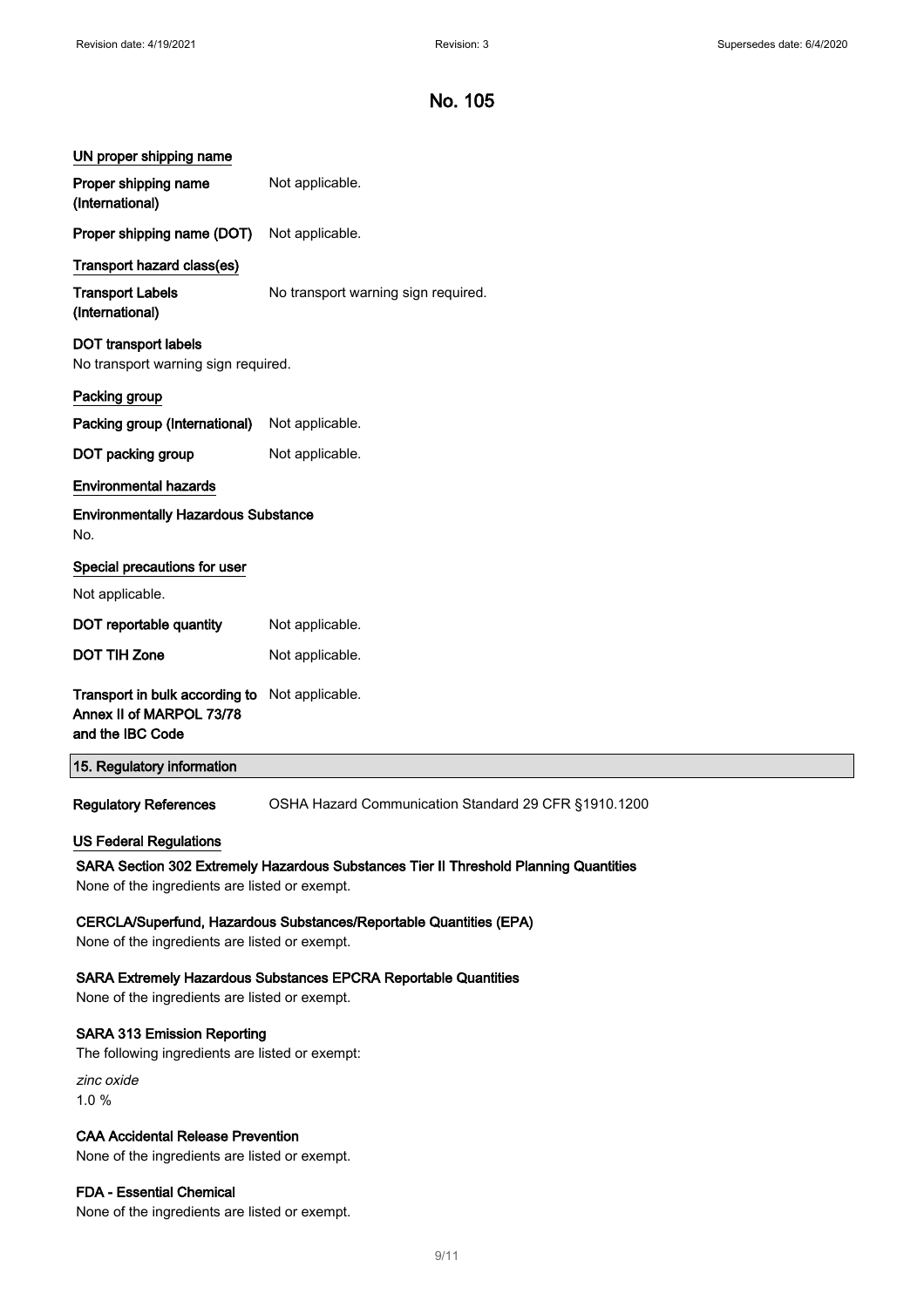# No. 105

### UN proper shipping name

**Proper shipping name (International)** Not applicable.

**Proper shipping name (DOT)** Not applicable.

### Transport hazard class(es)

**Transport Labels (International)** No transport warning sign required.

**DOT transport labels**
No transport warning sign required.

### Packing group

**Packing group (International)** Not applicable.

**DOT packing group** Not applicable.

### Environmental hazards

**Environmentally Hazardous Substance**
No.

### Special precautions for user

Not applicable.

**DOT reportable quantity** Not applicable.

**DOT TIH Zone** Not applicable.

**Transport in bulk according to Annex II of MARPOL 73/78 and the IBC Code** Not applicable.

## 15. Regulatory information

**Regulatory References** OSHA Hazard Communication Standard 29 CFR §1910.1200

### US Federal Regulations

**SARA Section 302 Extremely Hazardous Substances Tier II Threshold Planning Quantities**
None of the ingredients are listed or exempt.

**CERCLA/Superfund, Hazardous Substances/Reportable Quantities (EPA)**
None of the ingredients are listed or exempt.

**SARA Extremely Hazardous Substances EPCRA Reportable Quantities**
None of the ingredients are listed or exempt.

**SARA 313 Emission Reporting**
The following ingredients are listed or exempt:

*zinc oxide*
1.0 %

**CAA Accidental Release Prevention**
None of the ingredients are listed or exempt.

**FDA - Essential Chemical**
None of the ingredients are listed or exempt.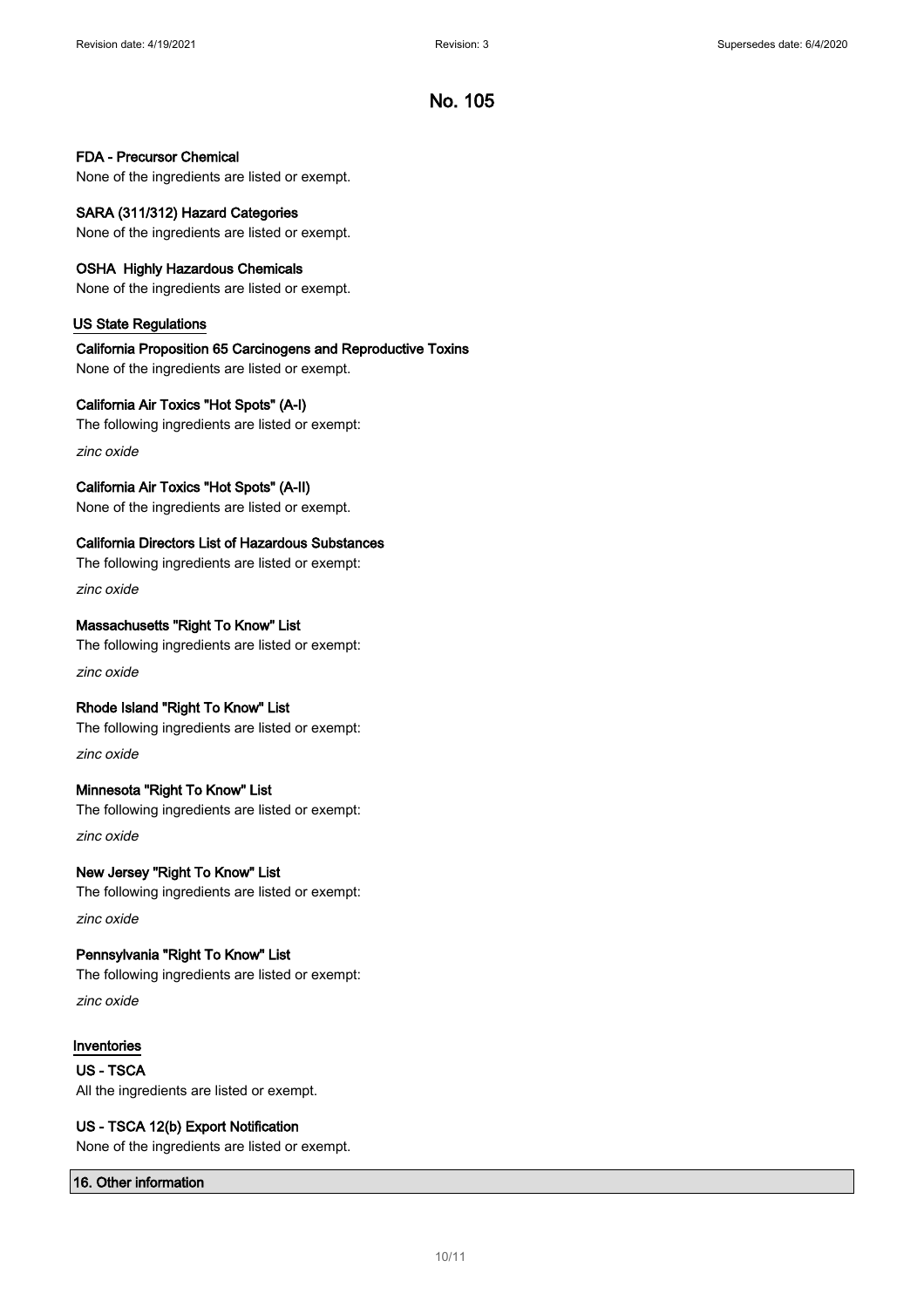# No. 105

### FDA - Precursor Chemical

None of the ingredients are listed or exempt.

### SARA (311/312) Hazard Categories

None of the ingredients are listed or exempt.

### OSHA Highly Hazardous Chemicals

None of the ingredients are listed or exempt.

## US State Regulations

### California Proposition 65 Carcinogens and Reproductive Toxins

None of the ingredients are listed or exempt.

### California Air Toxics "Hot Spots" (A-I)

The following ingredients are listed or exempt:

*zinc oxide*

### California Air Toxics "Hot Spots" (A-II)

None of the ingredients are listed or exempt.

### California Directors List of Hazardous Substances

The following ingredients are listed or exempt:

*zinc oxide*

### Massachusetts "Right To Know" List

The following ingredients are listed or exempt:

*zinc oxide*

### Rhode Island "Right To Know" List

The following ingredients are listed or exempt:

*zinc oxide*

### Minnesota "Right To Know" List

The following ingredients are listed or exempt:

*zinc oxide*

### New Jersey "Right To Know" List

The following ingredients are listed or exempt:

*zinc oxide*

### Pennsylvania "Right To Know" List

The following ingredients are listed or exempt:

*zinc oxide*

## Inventories

### US - TSCA

All the ingredients are listed or exempt.

### US - TSCA 12(b) Export Notification

None of the ingredients are listed or exempt.

## 16. Other information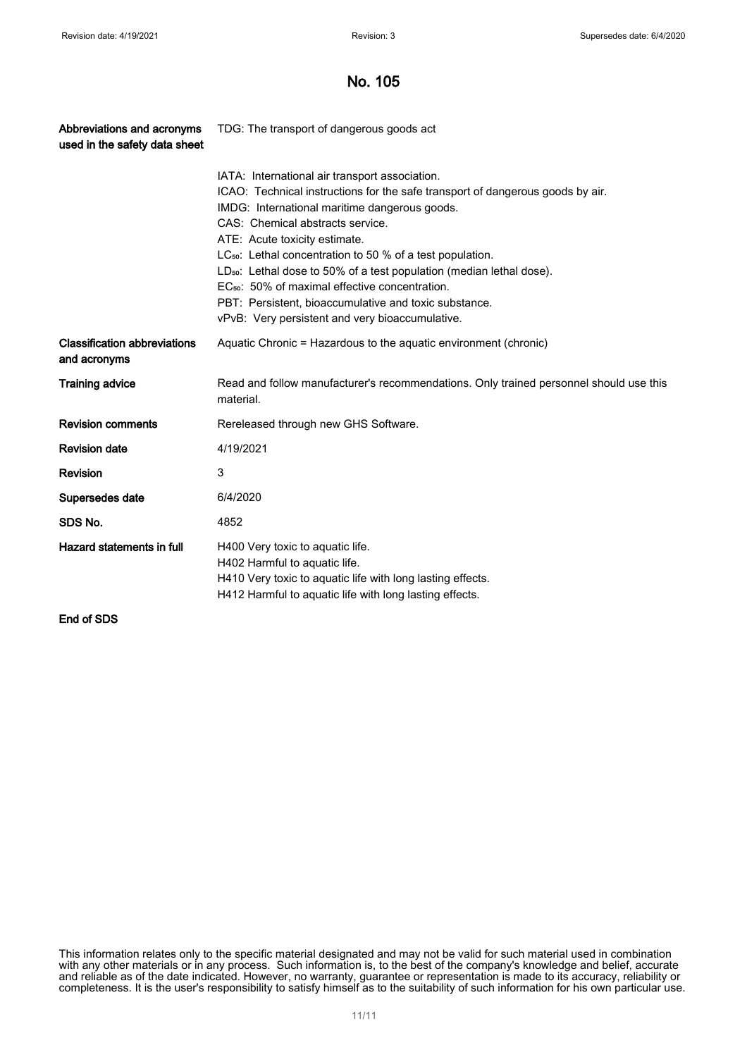# No. 105

**Abbreviations and acronyms used in the safety data sheet**

TDG: The transport of dangerous goods act

IATA: International air transport association.
ICAO: Technical instructions for the safe transport of dangerous goods by air.
IMDG: International maritime dangerous goods.
CAS: Chemical abstracts service.
ATE: Acute toxicity estimate.
$LC_{50}$: Lethal concentration to 50 % of a test population.
$LD_{50}$: Lethal dose to 50% of a test population (median lethal dose).
$EC_{50}$: 50% of maximal effective concentration.
PBT: Persistent, bioaccumulative and toxic substance.
vPvB: Very persistent and very bioaccumulative.

**Classification abbreviations and acronyms**

Aquatic Chronic = Hazardous to the aquatic environment (chronic)

**Training advice**

Read and follow manufacturer's recommendations. Only trained personnel should use this material.

**Revision comments**

Rereleased through new GHS Software.

**Revision date**

4/19/2021

**Revision**

3

**Supersedes date**

6/4/2020

**SDS No.**

4852

**Hazard statements in full**

H400 Very toxic to aquatic life.
H402 Harmful to aquatic life.
H410 Very toxic to aquatic life with long lasting effects.
H412 Harmful to aquatic life with long lasting effects.

**End of SDS**

This information relates only to the specific material designated and may not be valid for such material used in combination with any other materials or in any process. Such information is, to the best of the company's knowledge and belief, accurate and reliable as of the date indicated. However, no warranty, guarantee or representation is made to its accuracy, reliability or completeness. It is the user's responsibility to satisfy himself as to the suitability of such information for his own particular use.